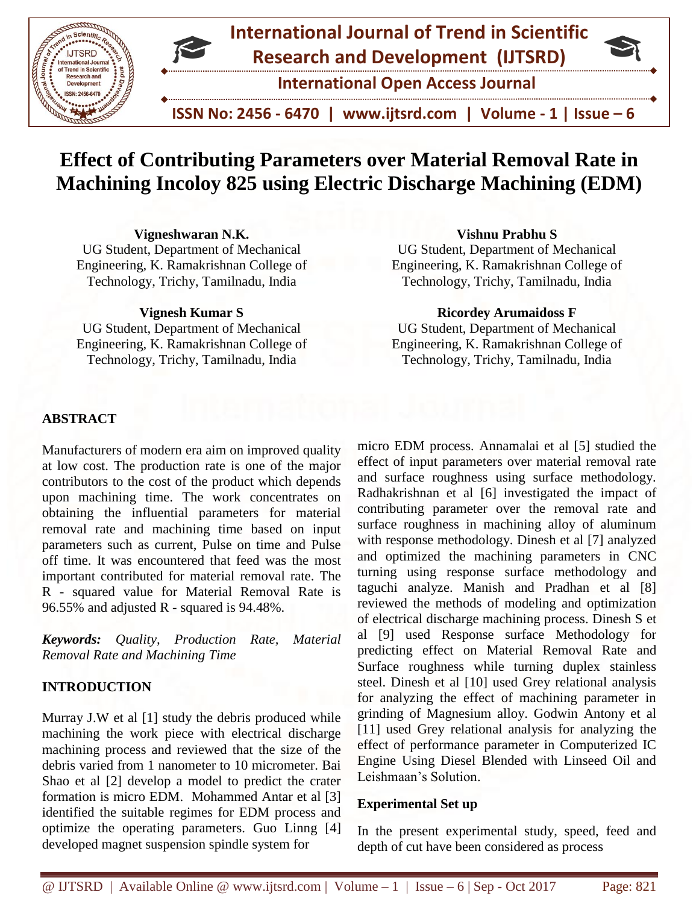# Effect of Contributing Parameters over Material Removal Rate in Machining Incoloy 825 using Electric Discharge Machining (EDM)

**Vigneshwaran N.K.**
UG Student, Department of Mechanical Engineering, K. Ramakrishnan College of Technology, Trichy, Tamilnadu, India

**Vishnu Prabhu S**
UG Student, Department of Mechanical Engineering, K. Ramakrishnan College of Technology, Trichy, Tamilnadu, India

**Vignesh Kumar S**
UG Student, Department of Mechanical Engineering, K. Ramakrishnan College of Technology, Trichy, Tamilnadu, India

**Ricordey Arumaidoss F**
UG Student, Department of Mechanical Engineering, K. Ramakrishnan College of Technology, Trichy, Tamilnadu, India

## ABSTRACT

Manufacturers of modern era aim on improved quality at low cost. The production rate is one of the major contributors to the cost of the product which depends upon machining time. The work concentrates on obtaining the influential parameters for material removal rate and machining time based on input parameters such as current, Pulse on time and Pulse off time. It was encountered that feed was the most important contributed for material removal rate. The R - squared value for Material Removal Rate is 96.55% and adjusted R - squared is 94.48%.

***Keywords:*** *Quality, Production Rate, Material Removal Rate and Machining Time*

## INTRODUCTION

Murray J.W et al [1] study the debris produced while machining the work piece with electrical discharge machining process and reviewed that the size of the debris varied from 1 nanometer to 10 micrometer. Bai Shao et al [2] develop a model to predict the crater formation is micro EDM. Mohammed Antar et al [3] identified the suitable regimes for EDM process and optimize the operating parameters. Guo Linng [4] developed magnet suspension spindle system for micro EDM process. Annamalai et al [5] studied the effect of input parameters over material removal rate and surface roughness using surface methodology. Radhakrishnan et al [6] investigated the impact of contributing parameter over the removal rate and surface roughness in machining alloy of aluminum with response methodology. Dinesh et al [7] analyzed and optimized the machining parameters in CNC turning using response surface methodology and taguchi analyze. Manish and Pradhan et al [8] reviewed the methods of modeling and optimization of electrical discharge machining process. Dinesh S et al [9] used Response surface Methodology for predicting effect on Material Removal Rate and Surface roughness while turning duplex stainless steel. Dinesh et al [10] used Grey relational analysis for analyzing the effect of machining parameter in grinding of Magnesium alloy. Godwin Antony et al [11] used Grey relational analysis for analyzing the effect of performance parameter in Computerized IC Engine Using Diesel Blended with Linseed Oil and Leishmaan's Solution.

### Experimental Set up

In the present experimental study, speed, feed and depth of cut have been considered as process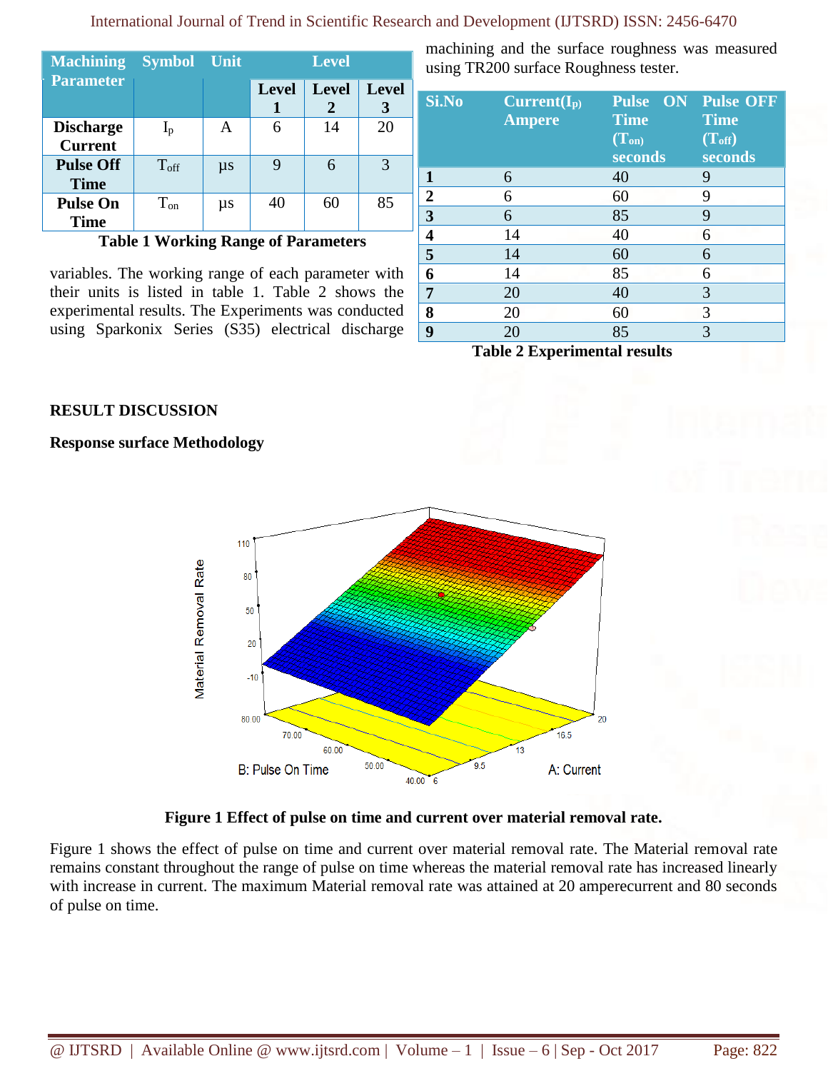| Machining Parameter | Symbol | Unit | Level | | |
|---|---|---|---|---|---|
| | | | Level 1 | Level 2 | Level 3 |
| **Discharge Current** | $I_p$ | A | 6 | 14 | 20 |
| **Pulse Off Time** | $T_{off}$ | µs | 9 | 6 | 3 |
| **Pulse On Time** | $T_{on}$ | µs | 40 | 60 | 85 |

**Table 1 Working Range of Parameters**

variables. The working range of each parameter with their units is listed in table 1. Table 2 shows the experimental results. The Experiments was conducted using Sparkonix Series (S35) electrical discharge machining and the surface roughness was measured using TR200 surface Roughness tester.

| Si.No | Current($I_p$) Ampere | Pulse ON Time ($T_{on}$) seconds | Pulse OFF Time ($T_{off}$) seconds |
|---|---|---|---|
| **1** | 6 | 40 | 9 |
| **2** | 6 | 60 | 9 |
| **3** | 6 | 85 | 9 |
| **4** | 14 | 40 | 6 |
| **5** | 14 | 60 | 6 |
| **6** | 14 | 85 | 6 |
| **7** | 20 | 40 | 3 |
| **8** | 20 | 60 | 3 |
| **9** | 20 | 85 | 3 |

**Table 2 Experimental results**

## RESULT DISCUSSION

### Response surface Methodology

**Figure 1 Effect of pulse on time and current over material removal rate.**

Figure 1 shows the effect of pulse on time and current over material removal rate. The Material removal rate remains constant throughout the range of pulse on time whereas the material removal rate has increased linearly with increase in current. The maximum Material removal rate was attained at 20 amperecurrent and 80 seconds of pulse on time.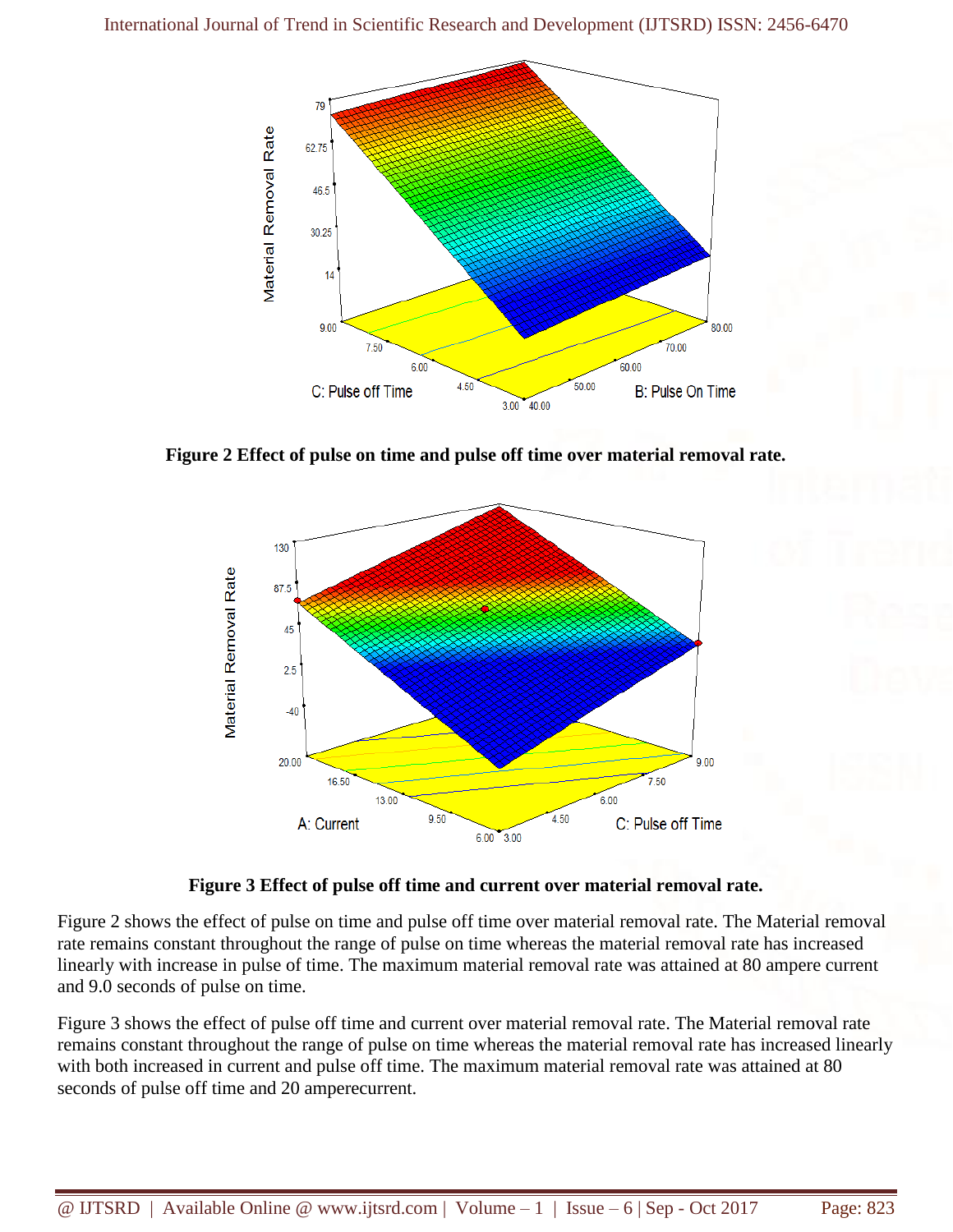**Figure 2 Effect of pulse on time and pulse off time over material removal rate.**

**Figure 3 Effect of pulse off time and current over material removal rate.**

Figure 2 shows the effect of pulse on time and pulse off time over material removal rate. The Material removal rate remains constant throughout the range of pulse on time whereas the material removal rate has increased linearly with increase in pulse of time. The maximum material removal rate was attained at 80 ampere current and 9.0 seconds of pulse on time.

Figure 3 shows the effect of pulse off time and current over material removal rate. The Material removal rate remains constant throughout the range of pulse on time whereas the material removal rate has increased linearly with both increased in current and pulse off time. The maximum material removal rate was attained at 80 seconds of pulse off time and 20 amperecurrent.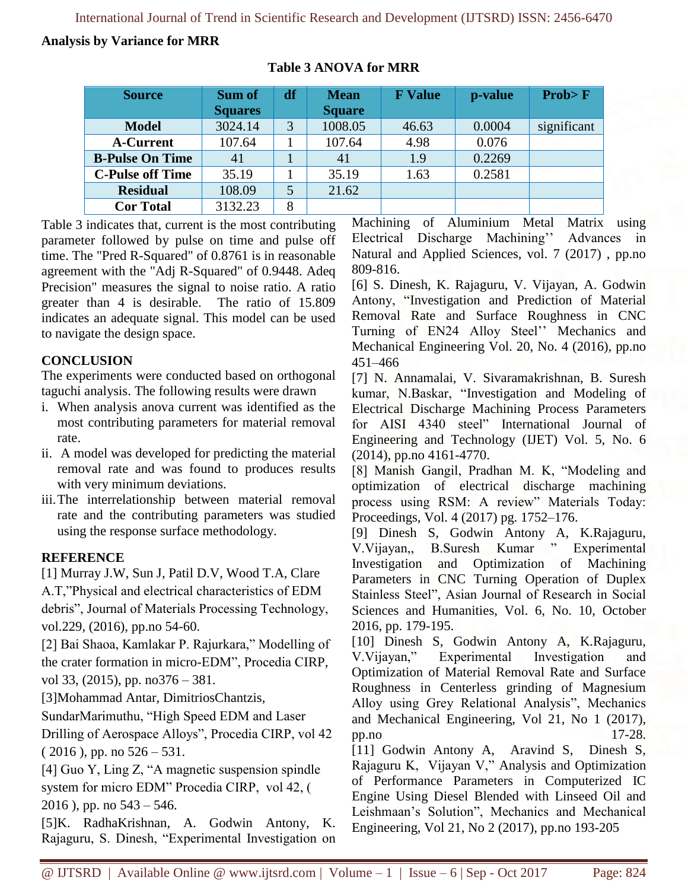**Analysis by Variance for MRR**

**Table 3 ANOVA for MRR**

| Source | Sum of Squares | df | Mean Square | F Value | p-value | Prob> F |
|---|---|---|---|---|---|---|
| Model | 3024.14 | 3 | 1008.05 | 46.63 | 0.0004 | significant |
| A-Current | 107.64 | 1 | 107.64 | 4.98 | 0.076 | |
| B-Pulse On Time | 41 | 1 | 41 | 1.9 | 0.2269 | |
| C-Pulse off Time | 35.19 | 1 | 35.19 | 1.63 | 0.2581 | |
| Residual | 108.09 | 5 | 21.62 | | | |
| Cor Total | 3132.23 | 8 | | | | |

Table 3 indicates that, current is the most contributing parameter followed by pulse on time and pulse off time. The "Pred R-Squared" of 0.8761 is in reasonable agreement with the "Adj R-Squared" of 0.9448. Adeq Precision" measures the signal to noise ratio. A ratio greater than 4 is desirable. The ratio of 15.809 indicates an adequate signal. This model can be used to navigate the design space.

## CONCLUSION

The experiments were conducted based on orthogonal taguchi analysis. The following results were drawn

i. When analysis anova current was identified as the most contributing parameters for material removal rate.
ii. A model was developed for predicting the material removal rate and was found to produces results with very minimum deviations.
iii. The interrelationship between material removal rate and the contributing parameters was studied using the response surface methodology.

## REFERENCE

[1] Murray J.W, Sun J, Patil D.V, Wood T.A, Clare A.T,"Physical and electrical characteristics of EDM debris", Journal of Materials Processing Technology, vol.229, (2016), pp.no 54-60.

[2] Bai Shaoa, Kamlakar P. Rajurkara," Modelling of the crater formation in micro-EDM", Procedia CIRP, vol 33, (2015), pp. no376 – 381.

[3]Mohammad Antar, DimitriosChantzis, SundarMarimuthu, "High Speed EDM and Laser Drilling of Aerospace Alloys", Procedia CIRP, vol 42 ( 2016 ), pp. no 526 – 531.

[4] Guo Y, Ling Z, "A magnetic suspension spindle system for micro EDM" Procedia CIRP, vol 42, ( 2016 ), pp. no 543 – 546.

[5]K. RadhaKrishnan, A. Godwin Antony, K. Rajaguru, S. Dinesh, "Experimental Investigation on Machining of Aluminium Metal Matrix using Electrical Discharge Machining'' Advances in Natural and Applied Sciences, vol. 7 (2017) , pp.no 809-816.

[6] S. Dinesh, K. Rajaguru, V. Vijayan, A. Godwin Antony, "Investigation and Prediction of Material Removal Rate and Surface Roughness in CNC Turning of EN24 Alloy Steel'' Mechanics and Mechanical Engineering Vol. 20, No. 4 (2016), pp.no 451–466

[7] N. Annamalai, V. Sivaramakrishnan, B. Suresh kumar, N.Baskar, "Investigation and Modeling of Electrical Discharge Machining Process Parameters for AISI 4340 steel" International Journal of Engineering and Technology (IJET) Vol. 5, No. 6 (2014), pp.no 4161-4770.

[8] Manish Gangil, Pradhan M. K, "Modeling and optimization of electrical discharge machining process using RSM: A review" Materials Today: Proceedings, Vol. 4 (2017) pg. 1752–176.

[9] Dinesh S, Godwin Antony A, K.Rajaguru, V.Vijayan,, B.Suresh Kumar " Experimental Investigation and Optimization of Machining Parameters in CNC Turning Operation of Duplex Stainless Steel", Asian Journal of Research in Social Sciences and Humanities, Vol. 6, No. 10, October 2016, pp. 179-195.

[10] Dinesh S, Godwin Antony A, K.Rajaguru, V.Vijayan," Experimental Investigation and Optimization of Material Removal Rate and Surface Roughness in Centerless grinding of Magnesium Alloy using Grey Relational Analysis", Mechanics and Mechanical Engineering, Vol 21, No 1 (2017), pp.no 17-28.

[11] Godwin Antony A, Aravind S, Dinesh S, Rajaguru K, Vijayan V," Analysis and Optimization of Performance Parameters in Computerized IC Engine Using Diesel Blended with Linseed Oil and Leishmaan's Solution", Mechanics and Mechanical Engineering, Vol 21, No 2 (2017), pp.no 193-205